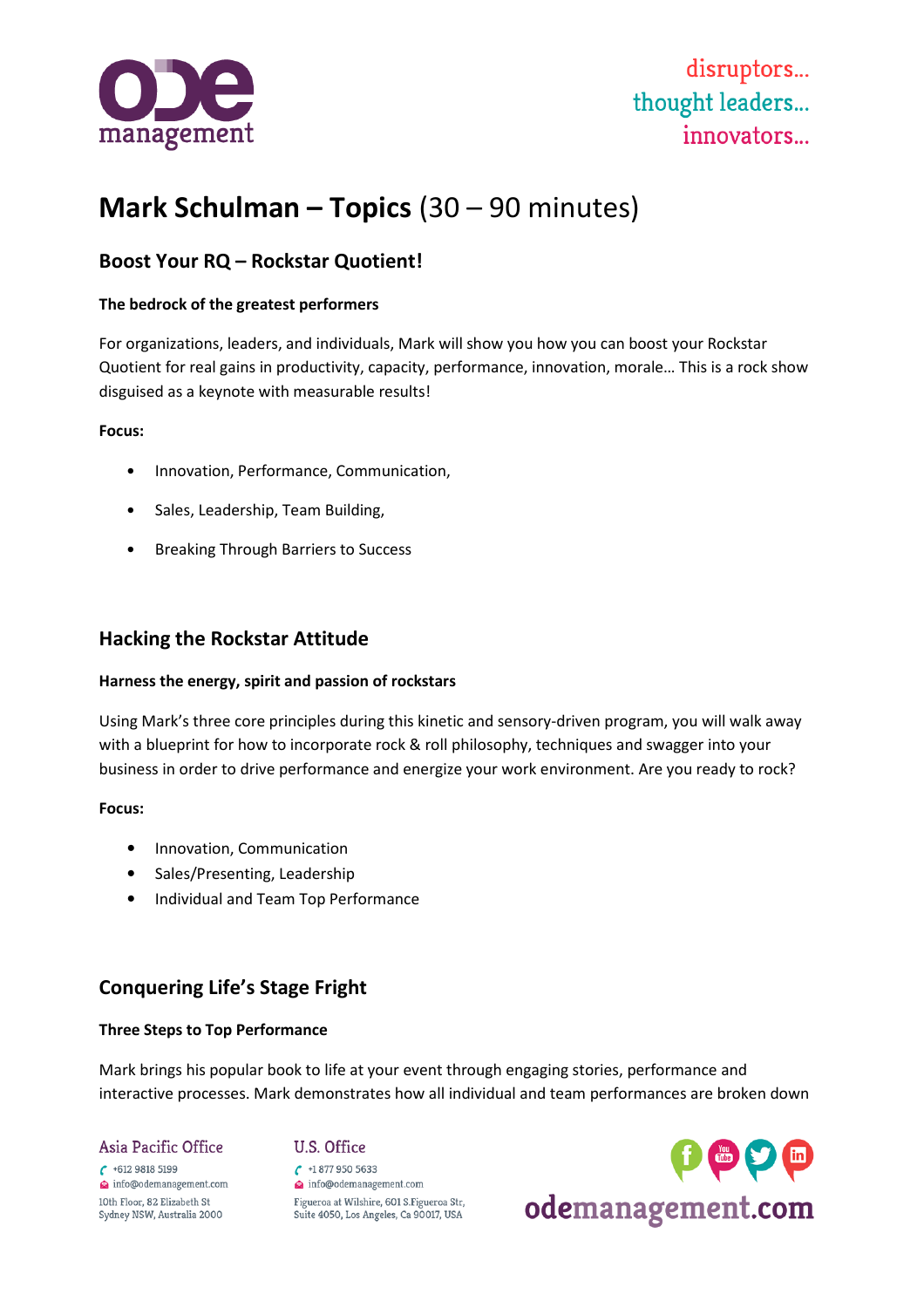# Mark Schulman – Topics (30 – 90 minutes)

## Boost Your RQ – Rockstar Quotient!

**The bedrock of the greatest performers**

For organizations, leaders, and individuals, Mark will show you how you can boost your Rockstar Quotient for real gains in productivity, capacity, performance, innovation, morale… This is a rock show disguised as a keynote with measurable results!

**Focus:**

- Innovation, Performance, Communication,
- Sales, Leadership, Team Building,
- Breaking Through Barriers to Success

## Hacking the Rockstar Attitude

**Harness the energy, spirit and passion of rockstars**

Using Mark's three core principles during this kinetic and sensory-driven program, you will walk away with a blueprint for how to incorporate rock & roll philosophy, techniques and swagger into your business in order to drive performance and energize your work environment. Are you ready to rock?

**Focus:**

- Innovation, Communication
- Sales/Presenting, Leadership
- Individual and Team Top Performance

## Conquering Life's Stage Fright

**Three Steps to Top Performance**

Mark brings his popular book to life at your event through engaging stories, performance and interactive processes. Mark demonstrates how all individual and team performances are broken down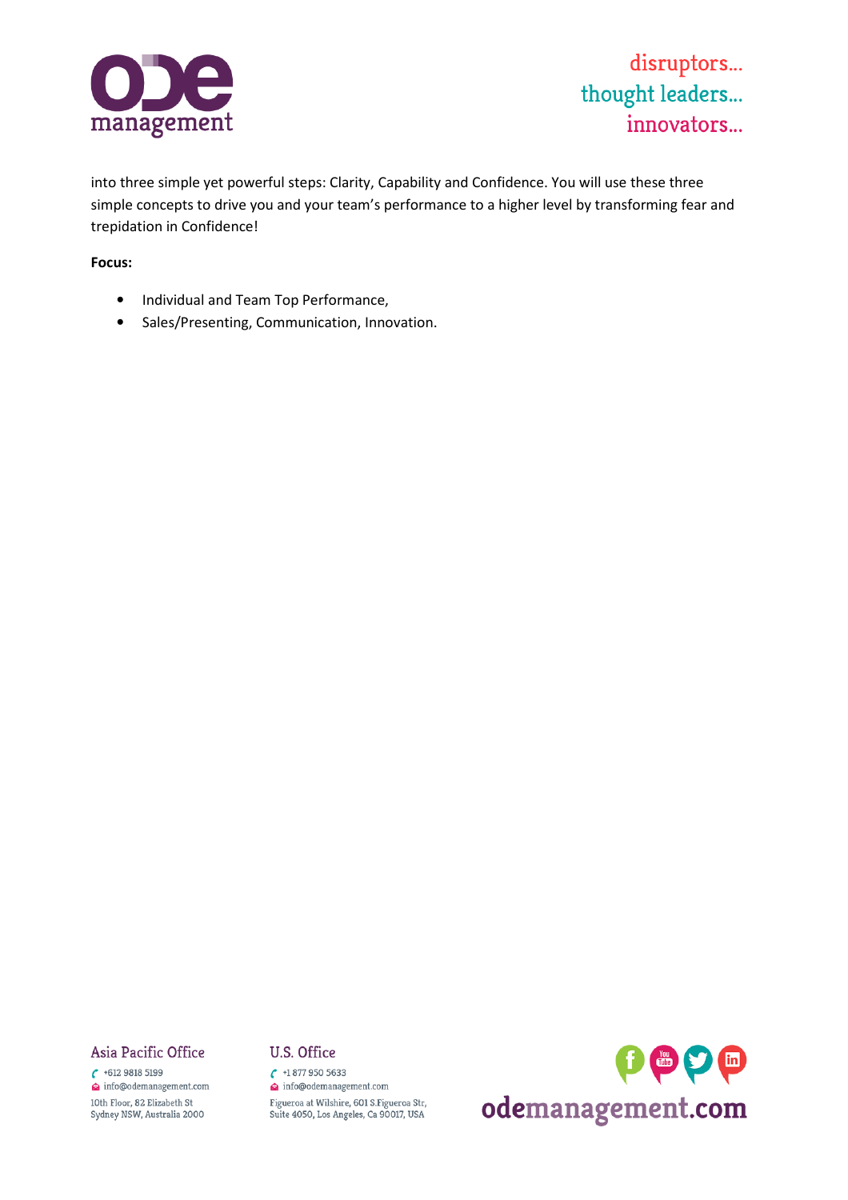into three simple yet powerful steps: Clarity, Capability and Confidence. You will use these three simple concepts to drive you and your team's performance to a higher level by transforming fear and trepidation in Confidence!

**Focus:**

- Individual and Team Top Performance,
- Sales/Presenting, Communication, Innovation.